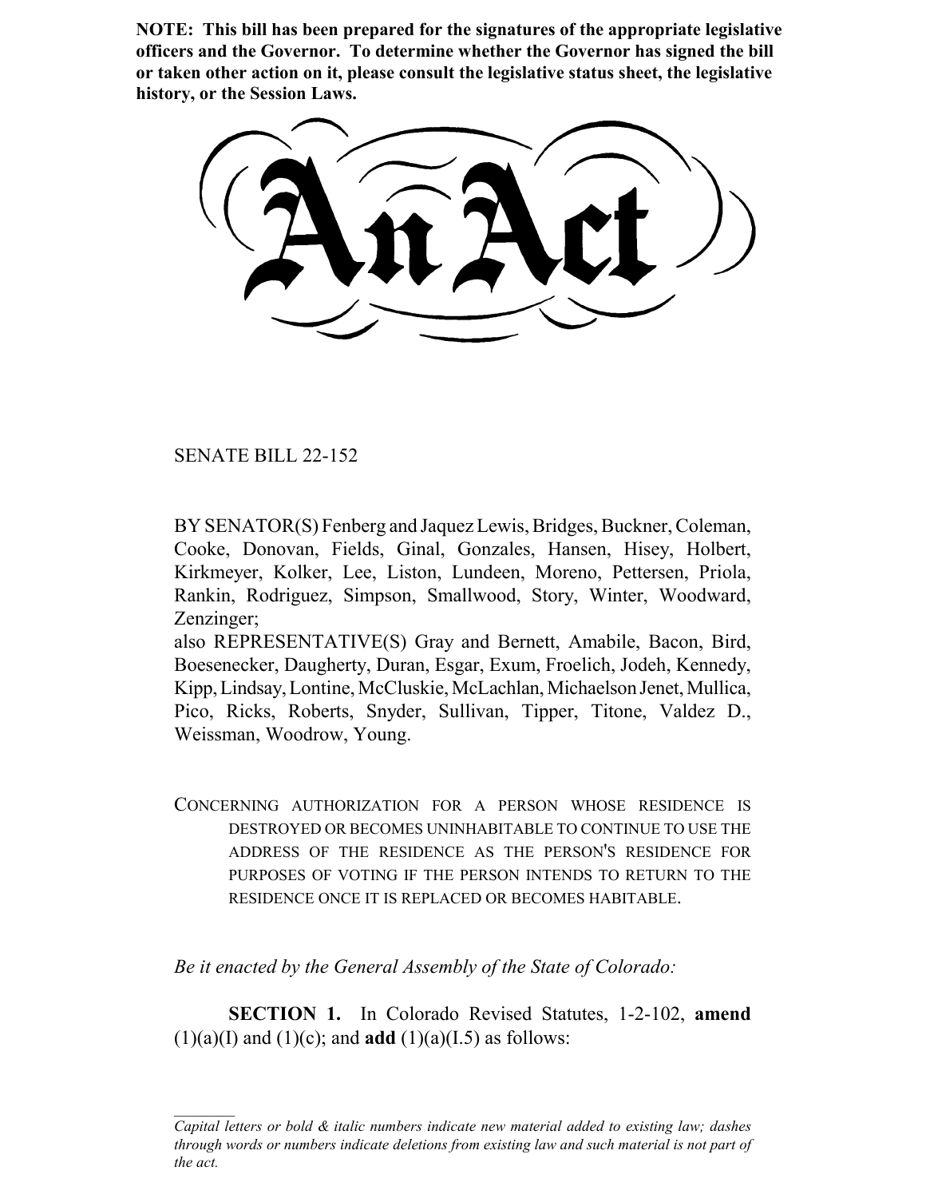**NOTE: This bill has been prepared for the signatures of the appropriate legislative officers and the Governor. To determine whether the Governor has signed the bill or taken other action on it, please consult the legislative status sheet, the legislative history, or the Session Laws.**

# An Act

SENATE BILL 22-152

BY SENATOR(S) Fenberg and Jaquez Lewis, Bridges, Buckner, Coleman, Cooke, Donovan, Fields, Ginal, Gonzales, Hansen, Hisey, Holbert, Kirkmeyer, Kolker, Lee, Liston, Lundeen, Moreno, Pettersen, Priola, Rankin, Rodriguez, Simpson, Smallwood, Story, Winter, Woodward, Zenzinger;

also REPRESENTATIVE(S) Gray and Bernett, Amabile, Bacon, Bird, Boesenecker, Daugherty, Duran, Esgar, Exum, Froelich, Jodeh, Kennedy, Kipp, Lindsay, Lontine, McCluskie, McLachlan, Michaelson Jenet, Mullica, Pico, Ricks, Roberts, Snyder, Sullivan, Tipper, Titone, Valdez D., Weissman, Woodrow, Young.

CONCERNING AUTHORIZATION FOR A PERSON WHOSE RESIDENCE IS DESTROYED OR BECOMES UNINHABITABLE TO CONTINUE TO USE THE ADDRESS OF THE RESIDENCE AS THE PERSON'S RESIDENCE FOR PURPOSES OF VOTING IF THE PERSON INTENDS TO RETURN TO THE RESIDENCE ONCE IT IS REPLACED OR BECOMES HABITABLE.

*Be it enacted by the General Assembly of the State of Colorado:*

**SECTION 1.** In Colorado Revised Statutes, 1-2-102, **amend** (1)(a)(I) and (1)(c); and **add** (1)(a)(I.5) as follows:

*Capital letters or bold & italic numbers indicate new material added to existing law; dashes through words or numbers indicate deletions from existing law and such material is not part of the act.*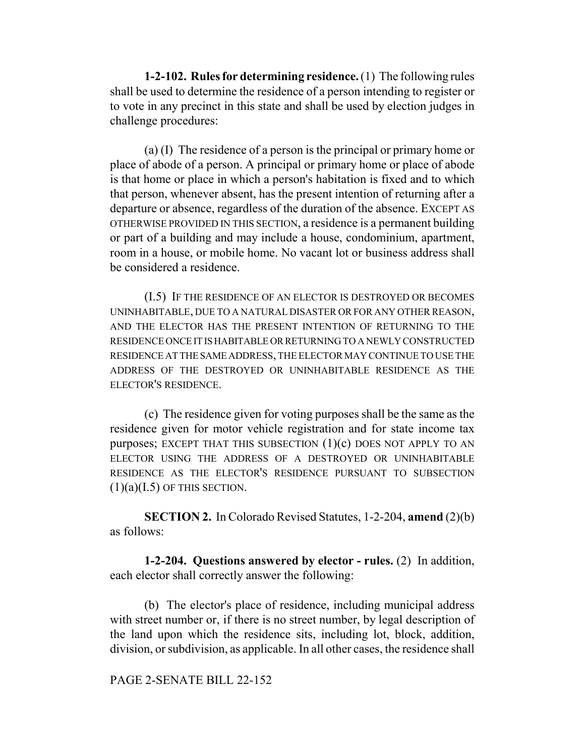**1-2-102. Rules for determining residence.** (1) The following rules shall be used to determine the residence of a person intending to register or to vote in any precinct in this state and shall be used by election judges in challenge procedures:

(a) (I) The residence of a person is the principal or primary home or place of abode of a person. A principal or primary home or place of abode is that home or place in which a person's habitation is fixed and to which that person, whenever absent, has the present intention of returning after a departure or absence, regardless of the duration of the absence. EXCEPT AS OTHERWISE PROVIDED IN THIS SECTION, a residence is a permanent building or part of a building and may include a house, condominium, apartment, room in a house, or mobile home. No vacant lot or business address shall be considered a residence.

(I.5) IF THE RESIDENCE OF AN ELECTOR IS DESTROYED OR BECOMES UNINHABITABLE, DUE TO A NATURAL DISASTER OR FOR ANY OTHER REASON, AND THE ELECTOR HAS THE PRESENT INTENTION OF RETURNING TO THE RESIDENCE ONCE IT IS HABITABLE OR RETURNING TO A NEWLY CONSTRUCTED RESIDENCE AT THE SAME ADDRESS, THE ELECTOR MAY CONTINUE TO USE THE ADDRESS OF THE DESTROYED OR UNINHABITABLE RESIDENCE AS THE ELECTOR'S RESIDENCE.

(c) The residence given for voting purposes shall be the same as the residence given for motor vehicle registration and for state income tax purposes; EXCEPT THAT THIS SUBSECTION (1)(c) DOES NOT APPLY TO AN ELECTOR USING THE ADDRESS OF A DESTROYED OR UNINHABITABLE RESIDENCE AS THE ELECTOR'S RESIDENCE PURSUANT TO SUBSECTION (1)(a)(I.5) OF THIS SECTION.

**SECTION 2.** In Colorado Revised Statutes, 1-2-204, **amend** (2)(b) as follows:

**1-2-204. Questions answered by elector - rules.** (2) In addition, each elector shall correctly answer the following:

(b) The elector's place of residence, including municipal address with street number or, if there is no street number, by legal description of the land upon which the residence sits, including lot, block, addition, division, or subdivision, as applicable. In all other cases, the residence shall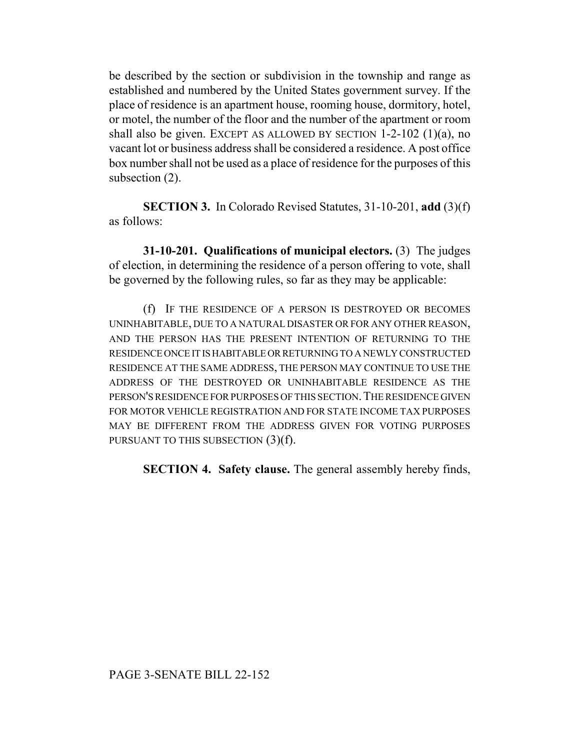be described by the section or subdivision in the township and range as established and numbered by the United States government survey. If the place of residence is an apartment house, rooming house, dormitory, hotel, or motel, the number of the floor and the number of the apartment or room shall also be given. EXCEPT AS ALLOWED BY SECTION 1-2-102 (1)(a), no vacant lot or business address shall be considered a residence. A post office box number shall not be used as a place of residence for the purposes of this subsection (2).

**SECTION 3.** In Colorado Revised Statutes, 31-10-201, **add** (3)(f) as follows:

**31-10-201. Qualifications of municipal electors.** (3) The judges of election, in determining the residence of a person offering to vote, shall be governed by the following rules, so far as they may be applicable:

(f) IF THE RESIDENCE OF A PERSON IS DESTROYED OR BECOMES UNINHABITABLE, DUE TO A NATURAL DISASTER OR FOR ANY OTHER REASON, AND THE PERSON HAS THE PRESENT INTENTION OF RETURNING TO THE RESIDENCE ONCE IT IS HABITABLE OR RETURNING TO A NEWLY CONSTRUCTED RESIDENCE AT THE SAME ADDRESS, THE PERSON MAY CONTINUE TO USE THE ADDRESS OF THE DESTROYED OR UNINHABITABLE RESIDENCE AS THE PERSON'S RESIDENCE FOR PURPOSES OF THIS SECTION. THE RESIDENCE GIVEN FOR MOTOR VEHICLE REGISTRATION AND FOR STATE INCOME TAX PURPOSES MAY BE DIFFERENT FROM THE ADDRESS GIVEN FOR VOTING PURPOSES PURSUANT TO THIS SUBSECTION (3)(f).

**SECTION 4. Safety clause.** The general assembly hereby finds,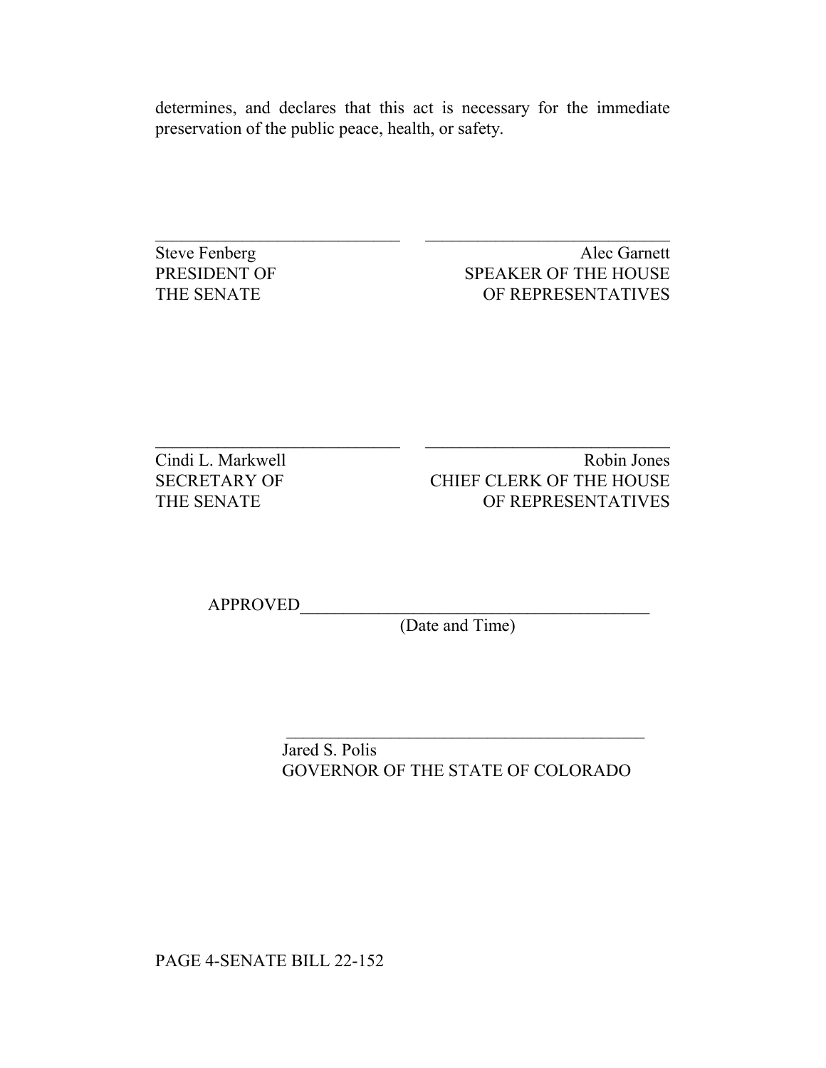determines, and declares that this act is necessary for the immediate preservation of the public peace, health, or safety.

| | |
|---|---|
| \_\_\_\_\_\_\_\_\_\_\_\_\_\_\_\_\_\_\_\_\_\_\_\_\_\_\_\_ | \_\_\_\_\_\_\_\_\_\_\_\_\_\_\_\_\_\_\_\_\_\_\_\_\_\_\_\_ |
| Steve Fenberg | Alec Garnett |
| PRESIDENT OF THE SENATE | SPEAKER OF THE HOUSE OF REPRESENTATIVES |

| | |
|---|---|
| \_\_\_\_\_\_\_\_\_\_\_\_\_\_\_\_\_\_\_\_\_\_\_\_\_\_\_\_ | \_\_\_\_\_\_\_\_\_\_\_\_\_\_\_\_\_\_\_\_\_\_\_\_\_\_\_\_ |
| Cindi L. Markwell | Robin Jones |
| SECRETARY OF THE SENATE | CHIEF CLERK OF THE HOUSE OF REPRESENTATIVES |

APPROVED\_\_\_\_\_\_\_\_\_\_\_\_\_\_\_\_\_\_\_\_\_\_\_\_\_\_\_\_\_\_\_\_\_\_\_\_\_\_\_\_
(Date and Time)

\_\_\_\_\_\_\_\_\_\_\_\_\_\_\_\_\_\_\_\_\_\_\_\_\_\_\_\_\_\_\_\_\_\_\_\_\_\_\_\_\_\_

Jared S. Polis
GOVERNOR OF THE STATE OF COLORADO

PAGE 4-SENATE BILL 22-152